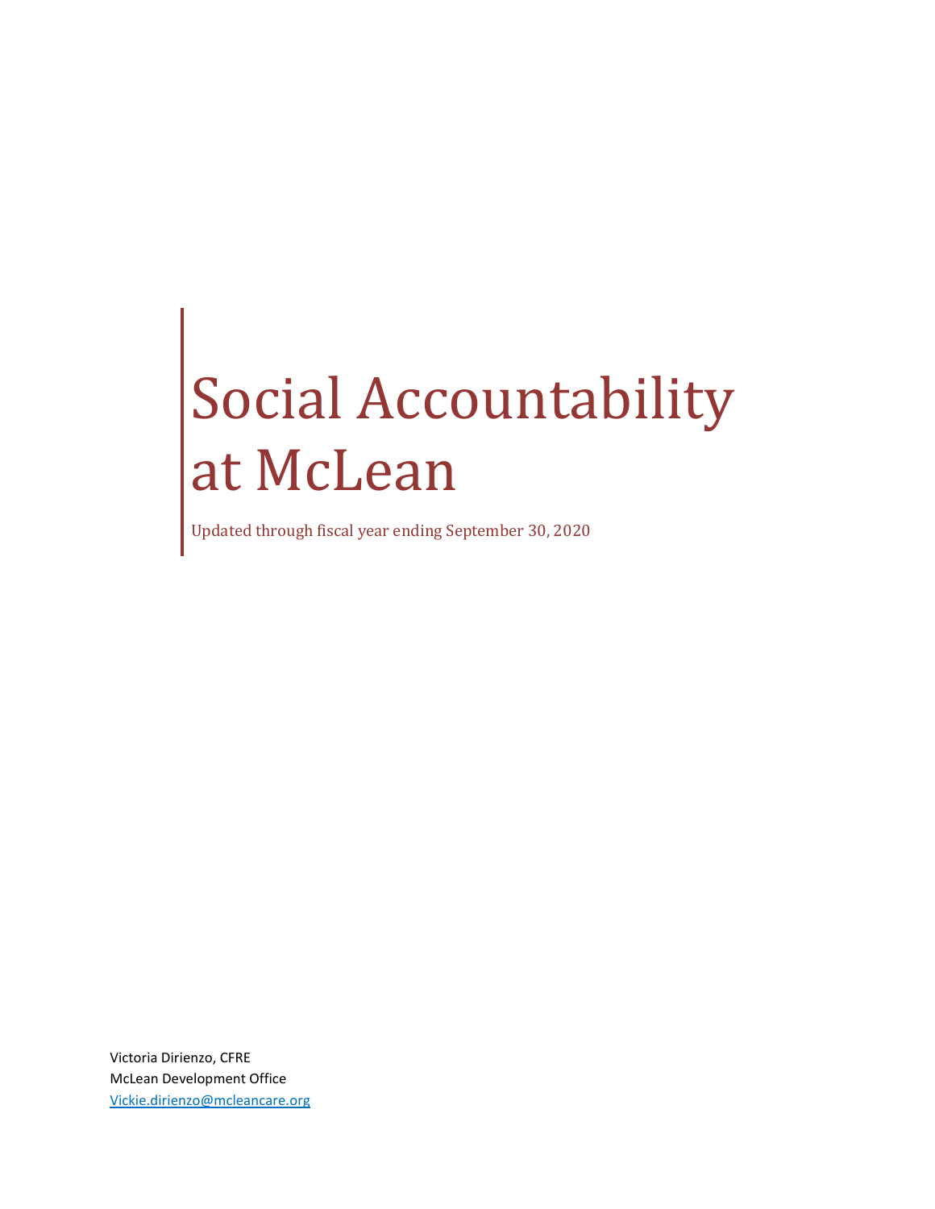# Social Accountability at McLean

Updated through fiscal year ending September 30, 2020

Victoria Dirienzo, CFRE
McLean Development Office
Vickie.dirienzo@mcleancare.org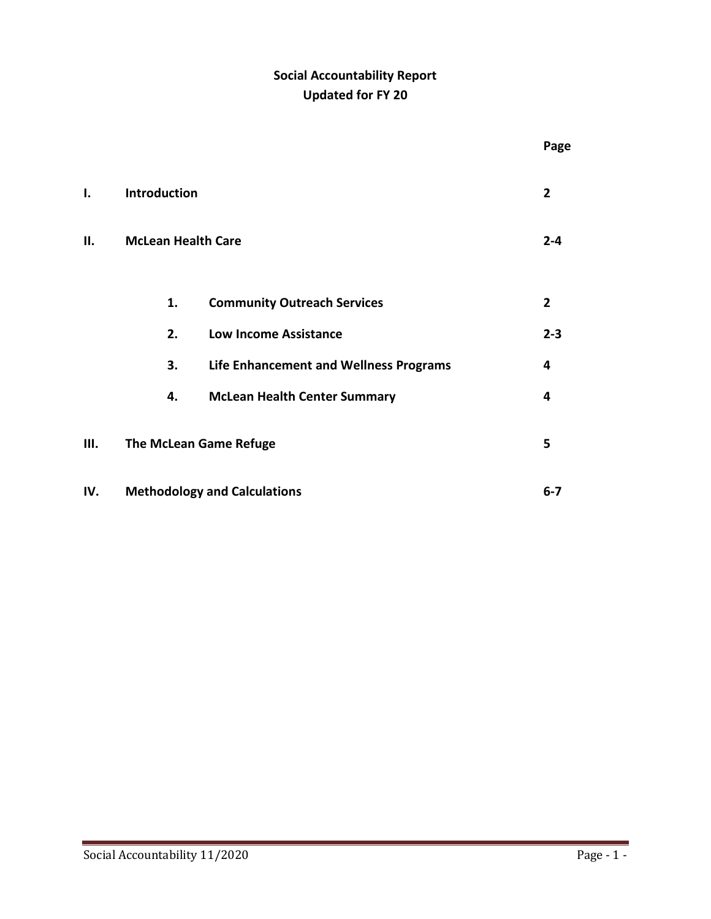**Social Accountability Report**
**Updated for FY 20**

| | | | Page |
|---|---|---|---|
| **I.** | **Introduction** | | **2** |
| **II.** | **McLean Health Care** | | **2-4** |
| | **1.** | **Community Outreach Services** | **2** |
| | **2.** | **Low Income Assistance** | **2-3** |
| | **3.** | **Life Enhancement and Wellness Programs** | **4** |
| | **4.** | **McLean Health Center Summary** | **4** |
| **III.** | **The McLean Game Refuge** | | **5** |
| **IV.** | **Methodology and Calculations** | | **6-7** |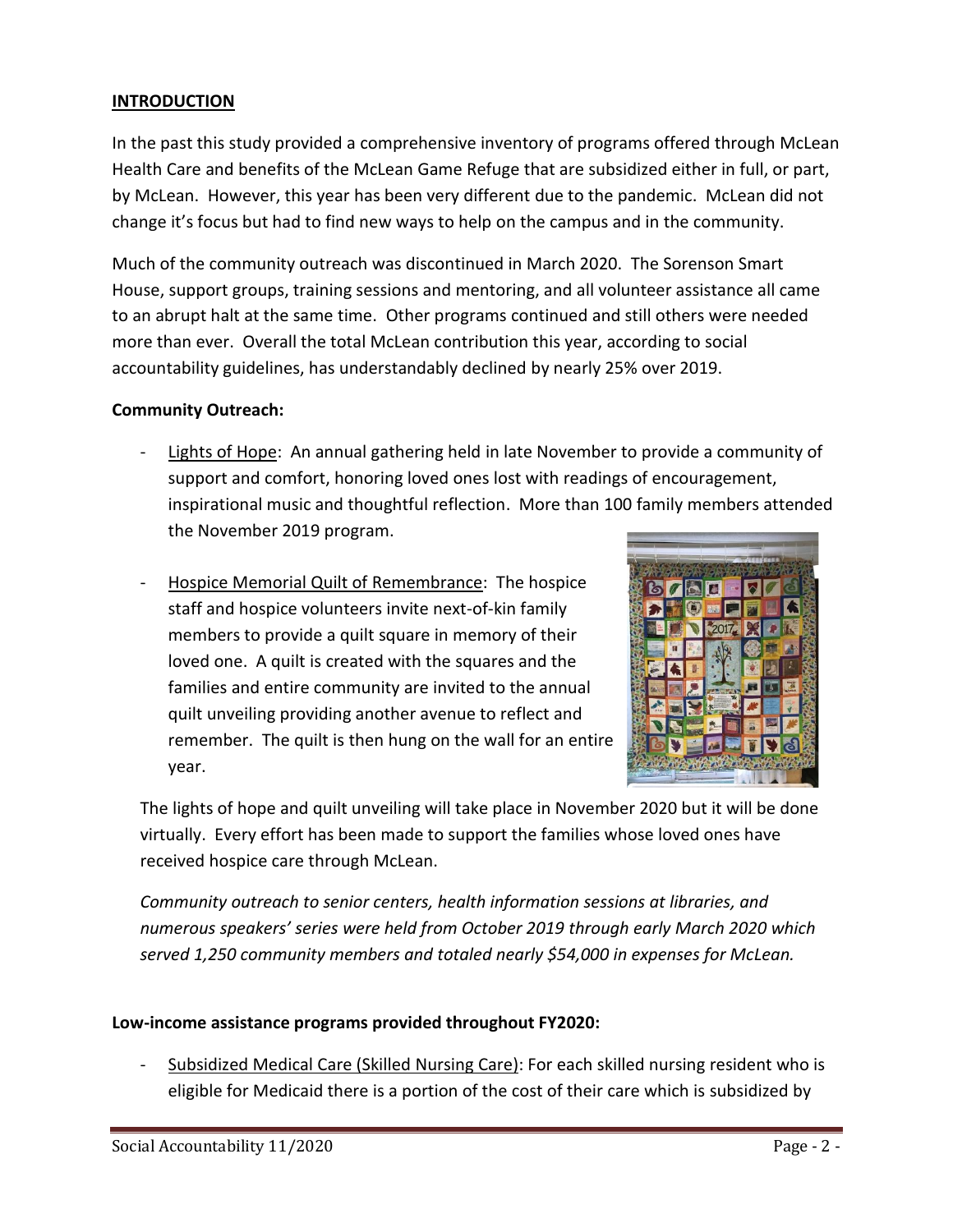## **INTRODUCTION**

In the past this study provided a comprehensive inventory of programs offered through McLean Health Care and benefits of the McLean Game Refuge that are subsidized either in full, or part, by McLean. However, this year has been very different due to the pandemic. McLean did not change it's focus but had to find new ways to help on the campus and in the community.

Much of the community outreach was discontinued in March 2020. The Sorenson Smart House, support groups, training sessions and mentoring, and all volunteer assistance all came to an abrupt halt at the same time. Other programs continued and still others were needed more than ever. Overall the total McLean contribution this year, according to social accountability guidelines, has understandably declined by nearly 25% over 2019.

**Community Outreach:**

- Lights of Hope: An annual gathering held in late November to provide a community of support and comfort, honoring loved ones lost with readings of encouragement, inspirational music and thoughtful reflection. More than 100 family members attended the November 2019 program.
- Hospice Memorial Quilt of Remembrance: The hospice staff and hospice volunteers invite next-of-kin family members to provide a quilt square in memory of their loved one. A quilt is created with the squares and the families and entire community are invited to the annual quilt unveiling providing another avenue to reflect and remember. The quilt is then hung on the wall for an entire year.

The lights of hope and quilt unveiling will take place in November 2020 but it will be done virtually. Every effort has been made to support the families whose loved ones have received hospice care through McLean.

*Community outreach to senior centers, health information sessions at libraries, and numerous speakers' series were held from October 2019 through early March 2020 which served 1,250 community members and totaled nearly $54,000 in expenses for McLean.*

**Low-income assistance programs provided throughout FY2020:**

- Subsidized Medical Care (Skilled Nursing Care): For each skilled nursing resident who is eligible for Medicaid there is a portion of the cost of their care which is subsidized by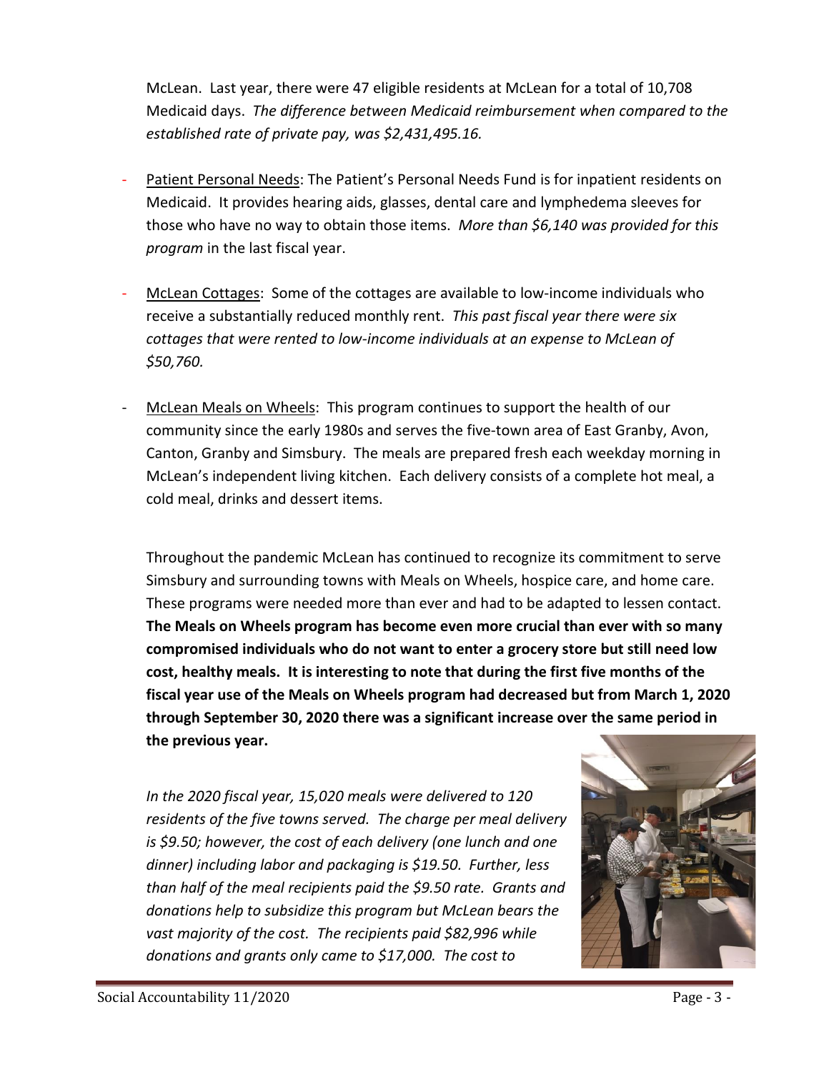McLean. Last year, there were 47 eligible residents at McLean for a total of 10,708 Medicaid days. *The difference between Medicaid reimbursement when compared to the established rate of private pay, was $2,431,495.16.*

- Patient Personal Needs: The Patient's Personal Needs Fund is for inpatient residents on Medicaid. It provides hearing aids, glasses, dental care and lymphedema sleeves for those who have no way to obtain those items. *More than $6,140 was provided for this program* in the last fiscal year.

- McLean Cottages: Some of the cottages are available to low-income individuals who receive a substantially reduced monthly rent. *This past fiscal year there were six cottages that were rented to low-income individuals at an expense to McLean of $50,760.*

- McLean Meals on Wheels: This program continues to support the health of our community since the early 1980s and serves the five-town area of East Granby, Avon, Canton, Granby and Simsbury. The meals are prepared fresh each weekday morning in McLean's independent living kitchen. Each delivery consists of a complete hot meal, a cold meal, drinks and dessert items.

  Throughout the pandemic McLean has continued to recognize its commitment to serve Simsbury and surrounding towns with Meals on Wheels, hospice care, and home care. These programs were needed more than ever and had to be adapted to lessen contact. **The Meals on Wheels program has become even more crucial than ever with so many compromised individuals who do not want to enter a grocery store but still need low cost, healthy meals. It is interesting to note that during the first five months of the fiscal year use of the Meals on Wheels program had decreased but from March 1, 2020 through September 30, 2020 there was a significant increase over the same period in the previous year.**

  *In the 2020 fiscal year, 15,020 meals were delivered to 120 residents of the five towns served. The charge per meal delivery is $9.50; however, the cost of each delivery (one lunch and one dinner) including labor and packaging is $19.50. Further, less than half of the meal recipients paid the $9.50 rate. Grants and donations help to subsidize this program but McLean bears the vast majority of the cost. The recipients paid $82,996 while donations and grants only came to $17,000. The cost to*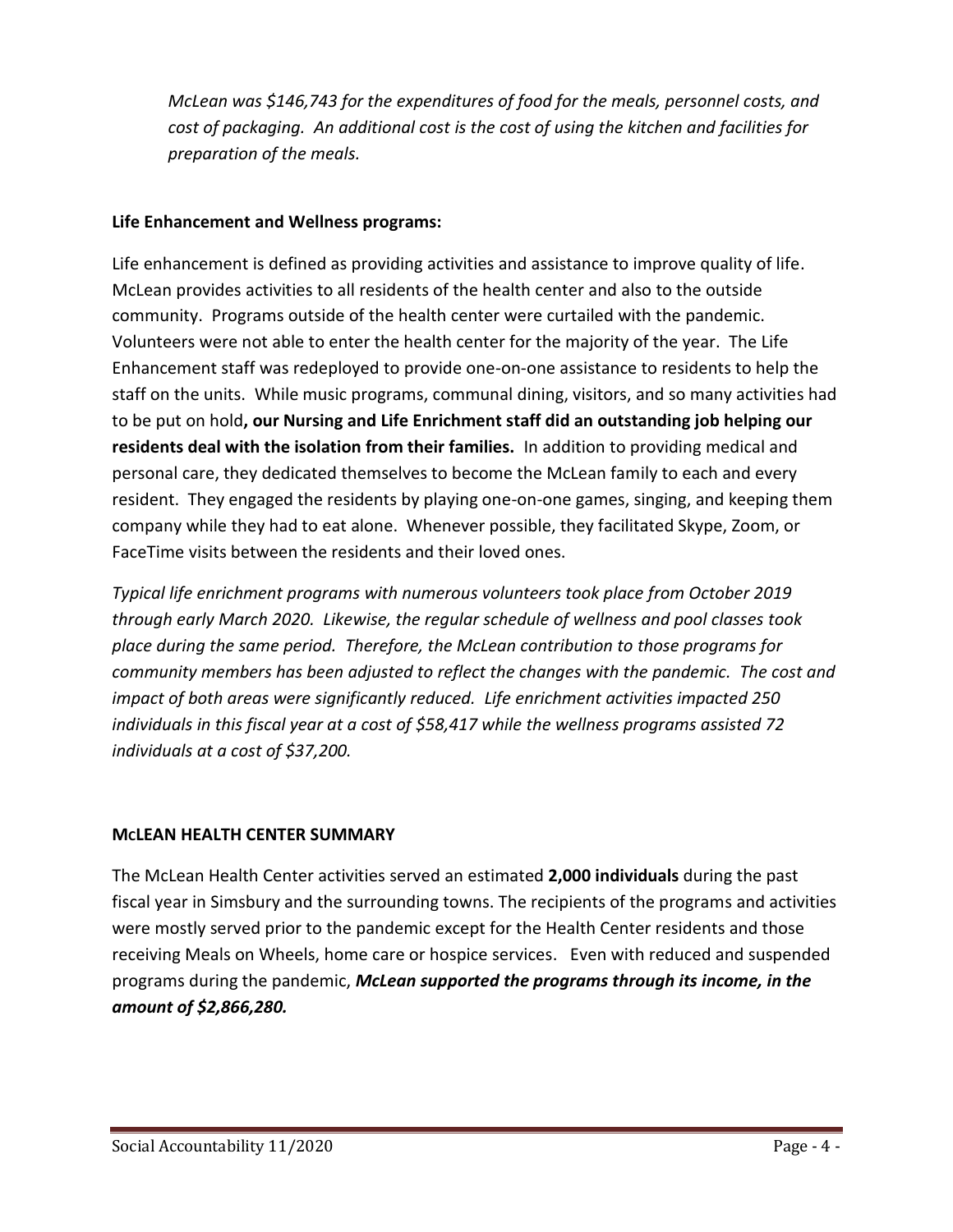*McLean was $146,743 for the expenditures of food for the meals, personnel costs, and cost of packaging. An additional cost is the cost of using the kitchen and facilities for preparation of the meals.*

**Life Enhancement and Wellness programs:**

Life enhancement is defined as providing activities and assistance to improve quality of life. McLean provides activities to all residents of the health center and also to the outside community. Programs outside of the health center were curtailed with the pandemic. Volunteers were not able to enter the health center for the majority of the year. The Life Enhancement staff was redeployed to provide one-on-one assistance to residents to help the staff on the units. While music programs, communal dining, visitors, and so many activities had to be put on hold**, our Nursing and Life Enrichment staff did an outstanding job helping our residents deal with the isolation from their families.** In addition to providing medical and personal care, they dedicated themselves to become the McLean family to each and every resident. They engaged the residents by playing one-on-one games, singing, and keeping them company while they had to eat alone. Whenever possible, they facilitated Skype, Zoom, or FaceTime visits between the residents and their loved ones.

*Typical life enrichment programs with numerous volunteers took place from October 2019 through early March 2020. Likewise, the regular schedule of wellness and pool classes took place during the same period. Therefore, the McLean contribution to those programs for community members has been adjusted to reflect the changes with the pandemic. The cost and impact of both areas were significantly reduced. Life enrichment activities impacted 250 individuals in this fiscal year at a cost of $58,417 while the wellness programs assisted 72 individuals at a cost of $37,200.*

**McLEAN HEALTH CENTER SUMMARY**

The McLean Health Center activities served an estimated **2,000 individuals** during the past fiscal year in Simsbury and the surrounding towns. The recipients of the programs and activities were mostly served prior to the pandemic except for the Health Center residents and those receiving Meals on Wheels, home care or hospice services. Even with reduced and suspended programs during the pandemic, ***McLean supported the programs through its income, in the amount of $2,866,280.***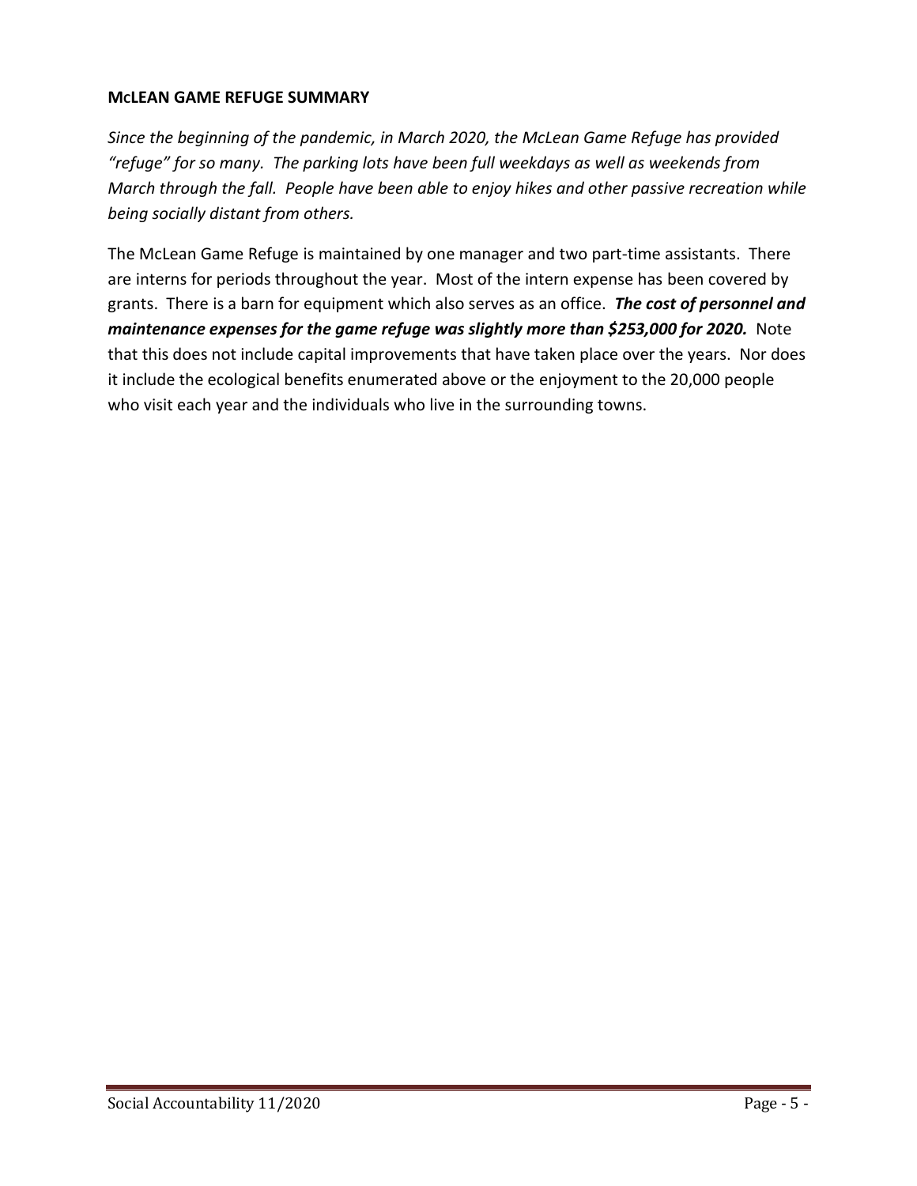**McLEAN GAME REFUGE SUMMARY**

*Since the beginning of the pandemic, in March 2020, the McLean Game Refuge has provided "refuge" for so many. The parking lots have been full weekdays as well as weekends from March through the fall. People have been able to enjoy hikes and other passive recreation while being socially distant from others.*

The McLean Game Refuge is maintained by one manager and two part-time assistants. There are interns for periods throughout the year. Most of the intern expense has been covered by grants. There is a barn for equipment which also serves as an office. ***The cost of personnel and maintenance expenses for the game refuge was slightly more than $253,000 for 2020.*** Note that this does not include capital improvements that have taken place over the years. Nor does it include the ecological benefits enumerated above or the enjoyment to the 20,000 people who visit each year and the individuals who live in the surrounding towns.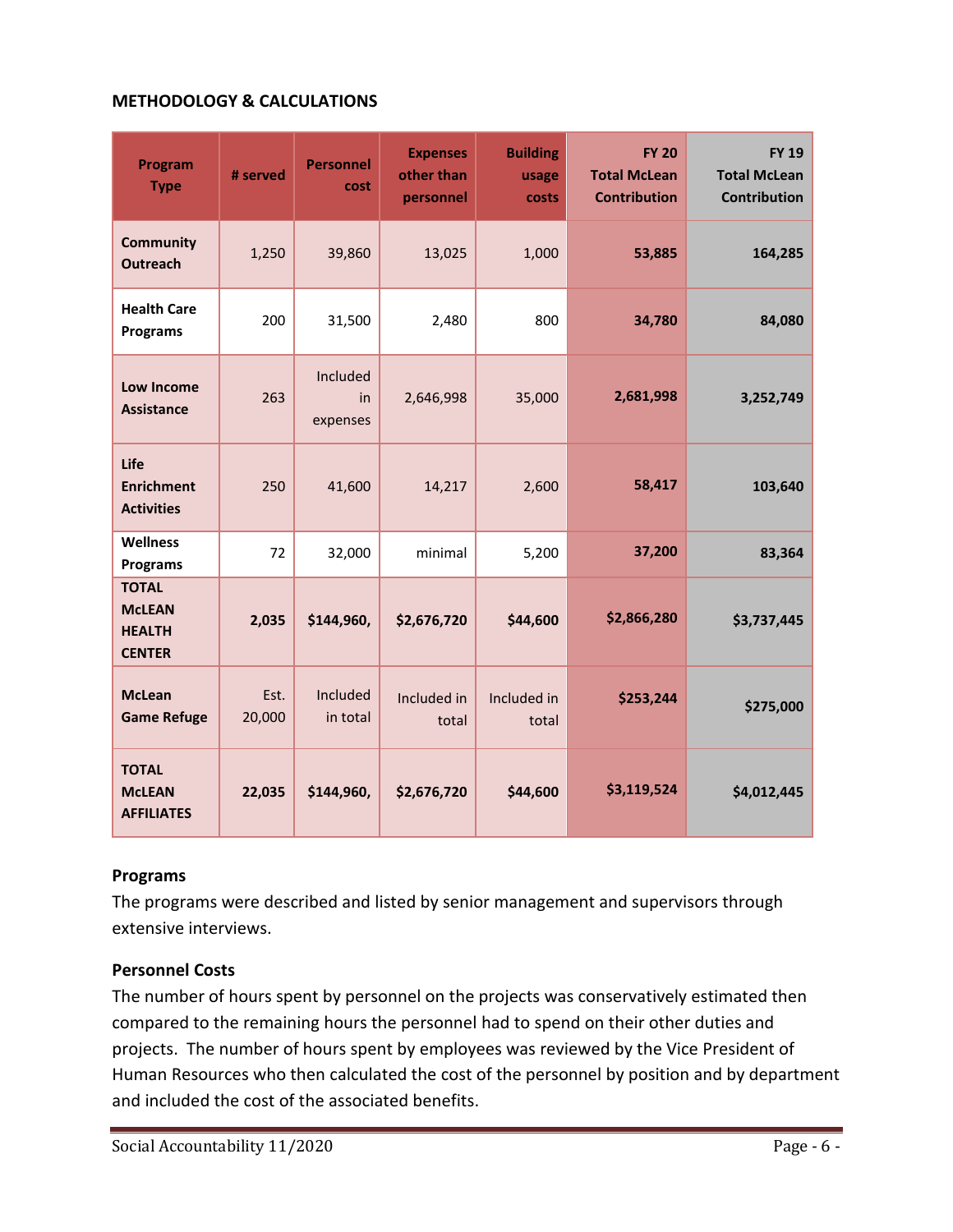**METHODOLOGY & CALCULATIONS**

| Program Type | # served | Personnel cost | Expenses other than personnel | Building usage costs | FY 20 Total McLean Contribution | FY 19 Total McLean Contribution |
|---|---|---|---|---|---|---|
| **Community Outreach** | 1,250 | 39,860 | 13,025 | 1,000 | **53,885** | **164,285** |
| **Health Care Programs** | 200 | 31,500 | 2,480 | 800 | **34,780** | **84,080** |
| **Low Income Assistance** | 263 | Included in expenses | 2,646,998 | 35,000 | **2,681,998** | **3,252,749** |
| **Life Enrichment Activities** | 250 | 41,600 | 14,217 | 2,600 | **58,417** | **103,640** |
| **Wellness Programs** | 72 | 32,000 | minimal | 5,200 | **37,200** | **83,364** |
| **TOTAL McLEAN HEALTH CENTER** | **2,035** | **$144,960,** | **$2,676,720** | **$44,600** | **$2,866,280** | **$3,737,445** |
| **McLean Game Refuge** | Est. 20,000 | Included in total | Included in total | Included in total | **$253,244** | **$275,000** |
| **TOTAL McLEAN AFFILIATES** | **22,035** | **$144,960,** | **$2,676,720** | **$44,600** | **$3,119,524** | **$4,012,445** |

## Programs

The programs were described and listed by senior management and supervisors through extensive interviews.

## Personnel Costs

The number of hours spent by personnel on the projects was conservatively estimated then compared to the remaining hours the personnel had to spend on their other duties and projects. The number of hours spent by employees was reviewed by the Vice President of Human Resources who then calculated the cost of the personnel by position and by department and included the cost of the associated benefits.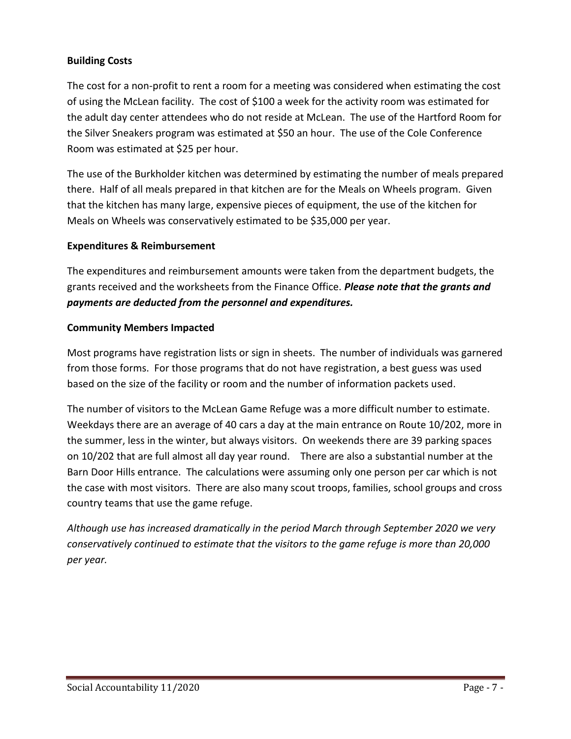**Building Costs**

The cost for a non-profit to rent a room for a meeting was considered when estimating the cost of using the McLean facility. The cost of $100 a week for the activity room was estimated for the adult day center attendees who do not reside at McLean. The use of the Hartford Room for the Silver Sneakers program was estimated at $50 an hour. The use of the Cole Conference Room was estimated at $25 per hour.

The use of the Burkholder kitchen was determined by estimating the number of meals prepared there. Half of all meals prepared in that kitchen are for the Meals on Wheels program. Given that the kitchen has many large, expensive pieces of equipment, the use of the kitchen for Meals on Wheels was conservatively estimated to be $35,000 per year.

**Expenditures & Reimbursement**

The expenditures and reimbursement amounts were taken from the department budgets, the grants received and the worksheets from the Finance Office. ***Please note that the grants and payments are deducted from the personnel and expenditures.***

**Community Members Impacted**

Most programs have registration lists or sign in sheets. The number of individuals was garnered from those forms. For those programs that do not have registration, a best guess was used based on the size of the facility or room and the number of information packets used.

The number of visitors to the McLean Game Refuge was a more difficult number to estimate. Weekdays there are an average of 40 cars a day at the main entrance on Route 10/202, more in the summer, less in the winter, but always visitors. On weekends there are 39 parking spaces on 10/202 that are full almost all day year round. There are also a substantial number at the Barn Door Hills entrance. The calculations were assuming only one person per car which is not the case with most visitors. There are also many scout troops, families, school groups and cross country teams that use the game refuge.

*Although use has increased dramatically in the period March through September 2020 we very conservatively continued to estimate that the visitors to the game refuge is more than 20,000 per year.*